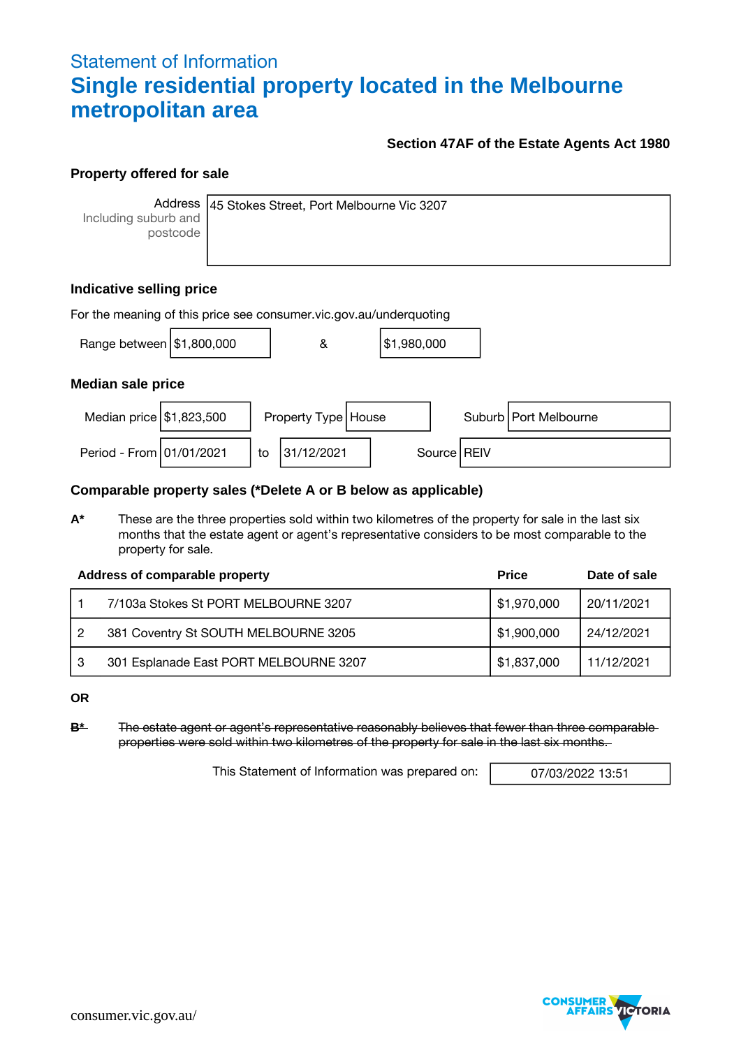# Statement of Information

# Single residential property located in the Melbourne metropolitan area

**Section 47AF of the Estate Agents Act 1980**

## Property offered for sale

| Address Including suburb and postcode | 45 Stokes Street, Port Melbourne Vic 3207 |
|---|---|

## Indicative selling price

For the meaning of this price see consumer.vic.gov.au/underquoting

Range between $1,800,000 & $1,980,000

## Median sale price

| Median price | $1,823,500 | Property Type | House | Suburb | Port Melbourne |
|---|---|---|---|---|---|
| Period - From | 01/01/2021 | to | 31/12/2021 | Source | REIV |

## Comparable property sales (*Delete A or B below as applicable)

**A*** These are the three properties sold within two kilometres of the property for sale in the last six months that the estate agent or agent's representative considers to be most comparable to the property for sale.

| | Address of comparable property | Price | Date of sale |
|---|---|---|---|
| 1 | 7/103a Stokes St PORT MELBOURNE 3207 | $1,970,000 | 20/11/2021 |
| 2 | 381 Coventry St SOUTH MELBOURNE 3205 | $1,900,000 | 24/12/2021 |
| 3 | 301 Esplanade East PORT MELBOURNE 3207 | $1,837,000 | 11/12/2021 |

**OR**

~~**B*** The estate agent or agent's representative reasonably believes that fewer than three comparable properties were sold within two kilometres of the property for sale in the last six months.~~

This Statement of Information was prepared on: 07/03/2022 13:51

consumer.vic.gov.au/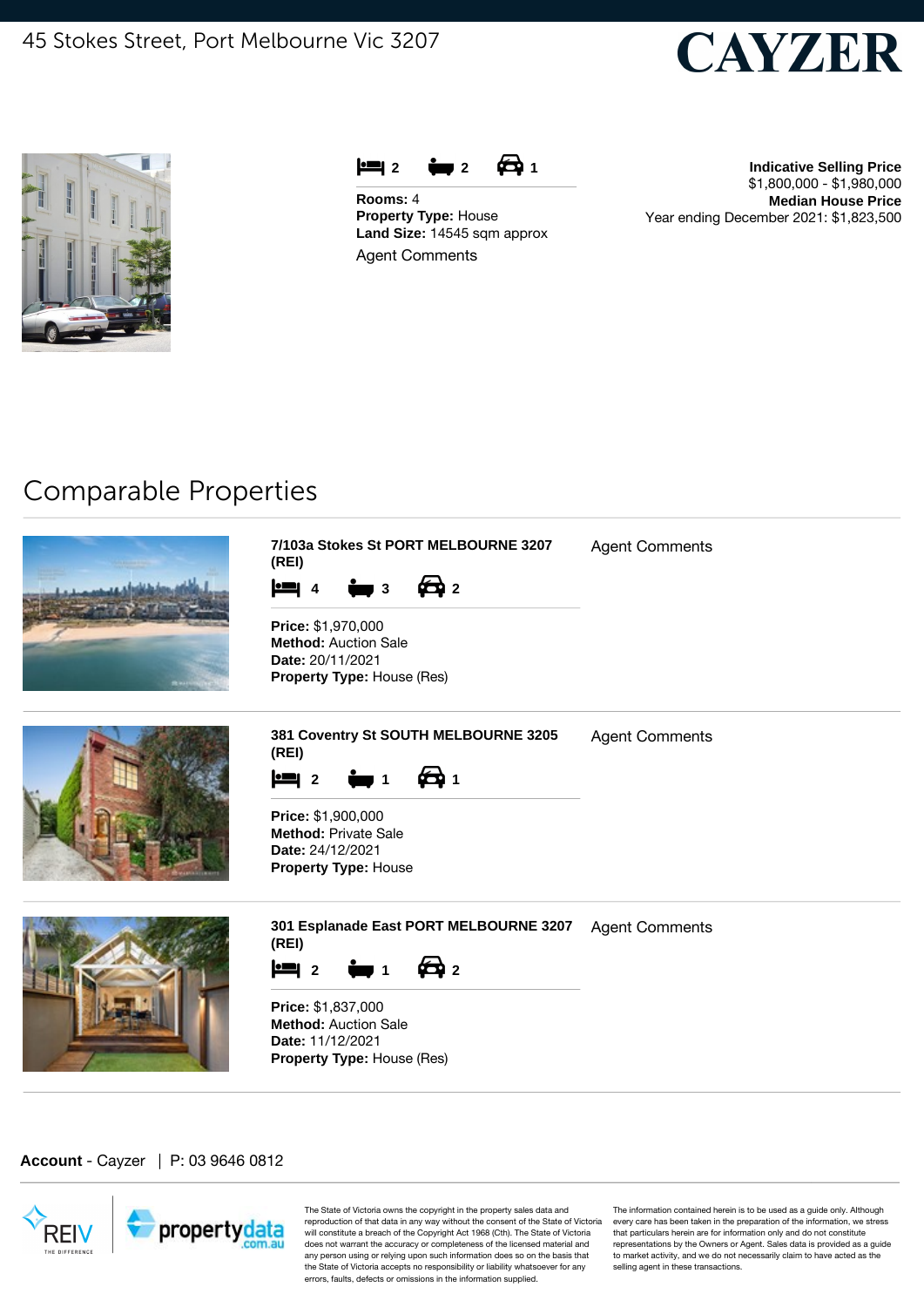45 Stokes Street, Port Melbourne Vic 3207

CAYZER

2 | 2 | 1

**Rooms:** 4
**Property Type:** House
**Land Size:** 14545 sqm approx
Agent Comments

**Indicative Selling Price**
$1,800,000 - $1,980,000
**Median House Price**
Year ending December 2021: $1,823,500

## Comparable Properties

**7/103a Stokes St PORT MELBOURNE 3207 (REI)**

4 | 3 | 2

**Price:** $1,970,000
**Method:** Auction Sale
**Date:** 20/11/2021
**Property Type:** House (Res)

Agent Comments

**381 Coventry St SOUTH MELBOURNE 3205 (REI)**

2 | 1 | 1

**Price:** $1,900,000
**Method:** Private Sale
**Date:** 24/12/2021
**Property Type:** House

Agent Comments

**301 Esplanade East PORT MELBOURNE 3207 (REI)**

2 | 1 | 2

**Price:** $1,837,000
**Method:** Auction Sale
**Date:** 11/12/2021
**Property Type:** House (Res)

Agent Comments

**Account** - Cayzer | P: 03 9646 0812

REIV THE DIFFERENCE | propertydata.com.au

The State of Victoria owns the copyright in the property sales data and reproduction of that data in any way without the consent of the State of Victoria will constitute a breach of the Copyright Act 1968 (Cth). The State of Victoria does not warrant the accuracy or completeness of the licensed material and any person using or relying upon such information does so on the basis that the State of Victoria accepts no responsibility or liability whatsoever for any errors, faults, defects or omissions in the information supplied.

The information contained herein is to be used as a guide only. Although every care has been taken in the preparation of the information, we stress that particulars herein are for information only and do not constitute representations by the Owners or Agent. Sales data is provided as a guide to market activity, and we do not necessarily claim to have acted as the selling agent in these transactions.